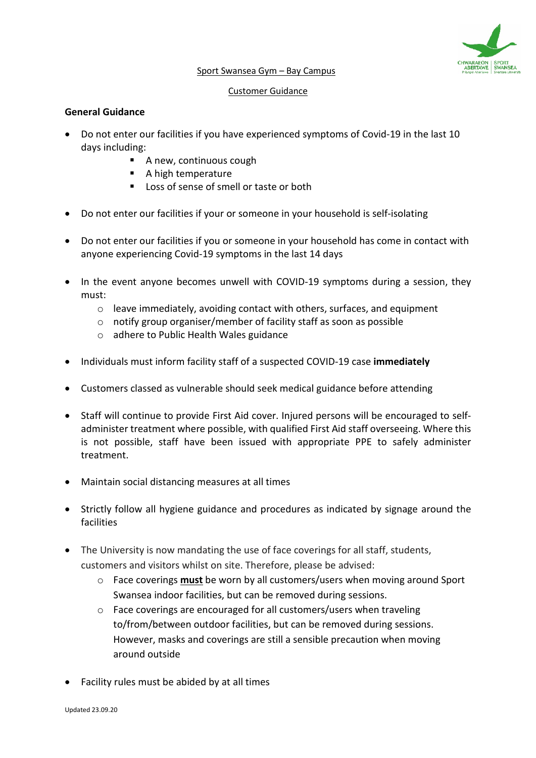Sport Swansea Gym – Bay Campus

Customer Guidance

**General Guidance**

- Do not enter our facilities if you have experienced symptoms of Covid-19 in the last 10 days including:
  - A new, continuous cough
  - A high temperature
  - Loss of sense of smell or taste or both
- Do not enter our facilities if your or someone in your household is self-isolating
- Do not enter our facilities if you or someone in your household has come in contact with anyone experiencing Covid-19 symptoms in the last 14 days
- In the event anyone becomes unwell with COVID-19 symptoms during a session, they must:
  - leave immediately, avoiding contact with others, surfaces, and equipment
  - notify group organiser/member of facility staff as soon as possible
  - adhere to Public Health Wales guidance
- Individuals must inform facility staff of a suspected COVID-19 case **immediately**
- Customers classed as vulnerable should seek medical guidance before attending
- Staff will continue to provide First Aid cover. Injured persons will be encouraged to self-administer treatment where possible, with qualified First Aid staff overseeing. Where this is not possible, staff have been issued with appropriate PPE to safely administer treatment.
- Maintain social distancing measures at all times
- Strictly follow all hygiene guidance and procedures as indicated by signage around the facilities
- The University is now mandating the use of face coverings for all staff, students, customers and visitors whilst on site. Therefore, please be advised:
  - Face coverings **must** be worn by all customers/users when moving around Sport Swansea indoor facilities, but can be removed during sessions.
  - Face coverings are encouraged for all customers/users when traveling to/from/between outdoor facilities, but can be removed during sessions. However, masks and coverings are still a sensible precaution when moving around outside
- Facility rules must be abided by at all times

Updated 23.09.20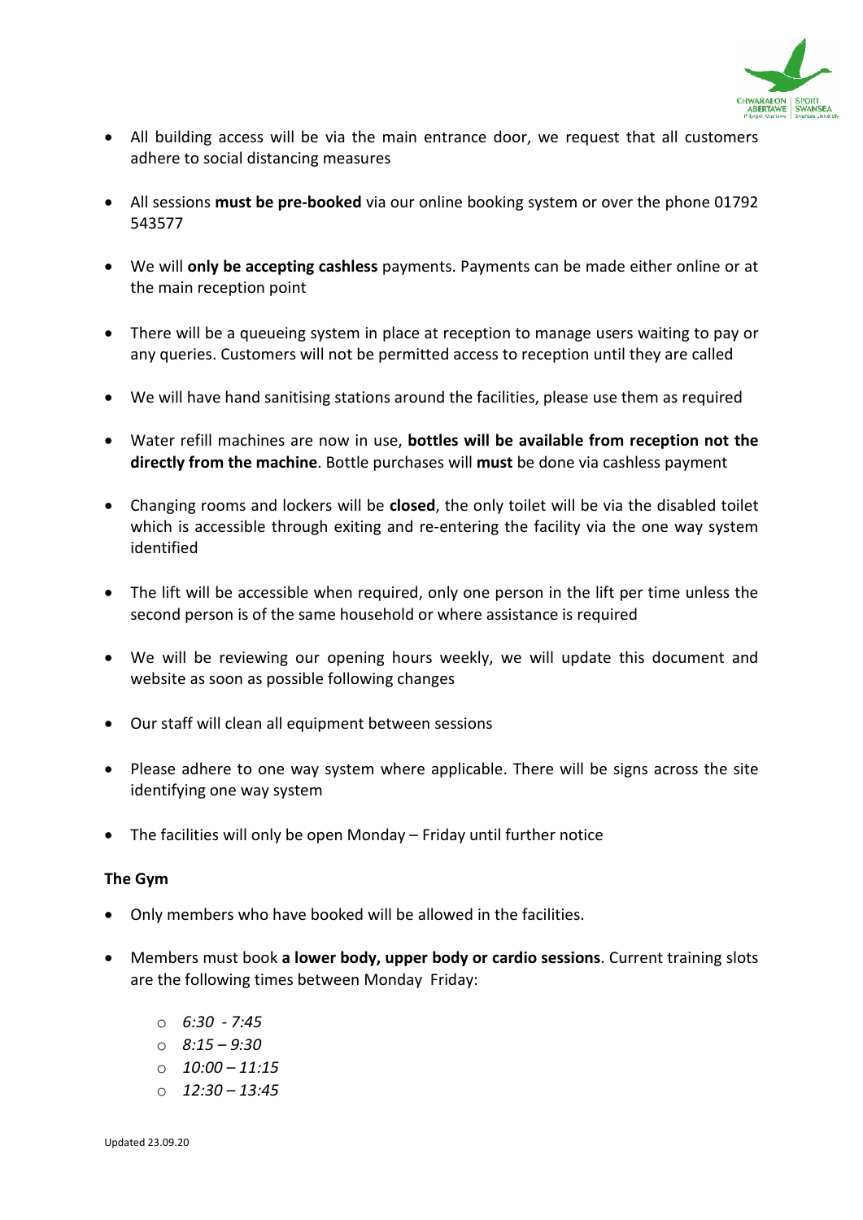- All building access will be via the main entrance door, we request that all customers adhere to social distancing measures
- All sessions **must be pre-booked** via our online booking system or over the phone 01792 543577
- We will **only be accepting cashless** payments. Payments can be made either online or at the main reception point
- There will be a queueing system in place at reception to manage users waiting to pay or any queries. Customers will not be permitted access to reception until they are called
- We will have hand sanitising stations around the facilities, please use them as required
- Water refill machines are now in use, **bottles will be available from reception not the directly from the machine**. Bottle purchases will **must** be done via cashless payment
- Changing rooms and lockers will be **closed**, the only toilet will be via the disabled toilet which is accessible through exiting and re-entering the facility via the one way system identified
- The lift will be accessible when required, only one person in the lift per time unless the second person is of the same household or where assistance is required
- We will be reviewing our opening hours weekly, we will update this document and website as soon as possible following changes
- Our staff will clean all equipment between sessions
- Please adhere to one way system where applicable. There will be signs across the site identifying one way system
- The facilities will only be open Monday – Friday until further notice

**The Gym**

- Only members who have booked will be allowed in the facilities.
- Members must book **a lower body, upper body or cardio sessions**. Current training slots are the following times between Monday Friday:
  - *6:30 - 7:45*
  - *8:15 – 9:30*
  - *10:00 – 11:15*
  - *12:30 – 13:45*

Updated 23.09.20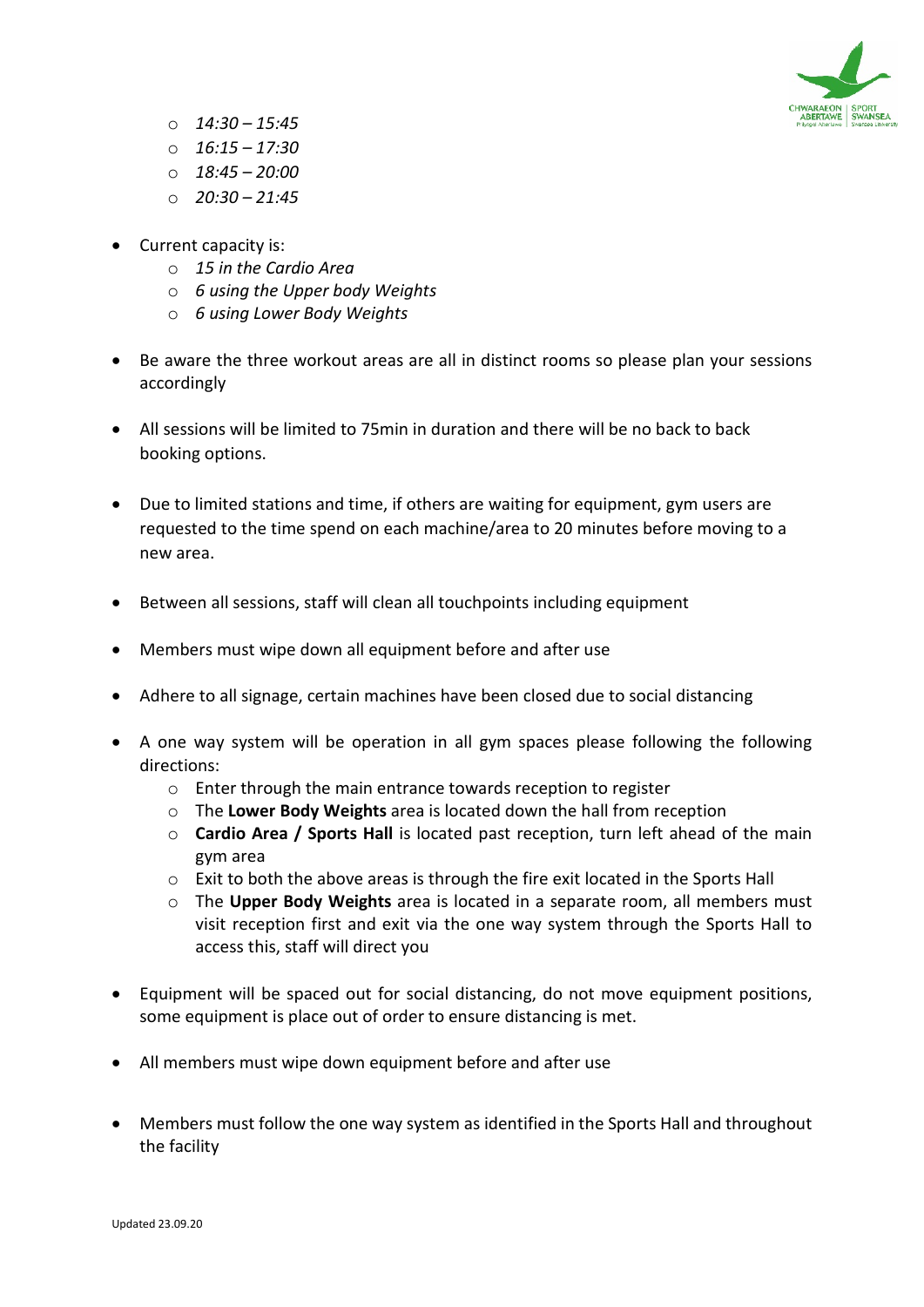- *14:30 – 15:45*
- *16:15 – 17:30*
- *18:45 – 20:00*
- *20:30 – 21:45*

- Current capacity is:
  - *15 in the Cardio Area*
  - *6 using the Upper body Weights*
  - *6 using Lower Body Weights*

- Be aware the three workout areas are all in distinct rooms so please plan your sessions accordingly

- All sessions will be limited to 75min in duration and there will be no back to back booking options.

- Due to limited stations and time, if others are waiting for equipment, gym users are requested to the time spend on each machine/area to 20 minutes before moving to a new area.

- Between all sessions, staff will clean all touchpoints including equipment

- Members must wipe down all equipment before and after use

- Adhere to all signage, certain machines have been closed due to social distancing

- A one way system will be operation in all gym spaces please following the following directions:
  - Enter through the main entrance towards reception to register
  - The **Lower Body Weights** area is located down the hall from reception
  - **Cardio Area / Sports Hall** is located past reception, turn left ahead of the main gym area
  - Exit to both the above areas is through the fire exit located in the Sports Hall
  - The **Upper Body Weights** area is located in a separate room, all members must visit reception first and exit via the one way system through the Sports Hall to access this, staff will direct you

- Equipment will be spaced out for social distancing, do not move equipment positions, some equipment is place out of order to ensure distancing is met.

- All members must wipe down equipment before and after use

- Members must follow the one way system as identified in the Sports Hall and throughout the facility

Updated 23.09.20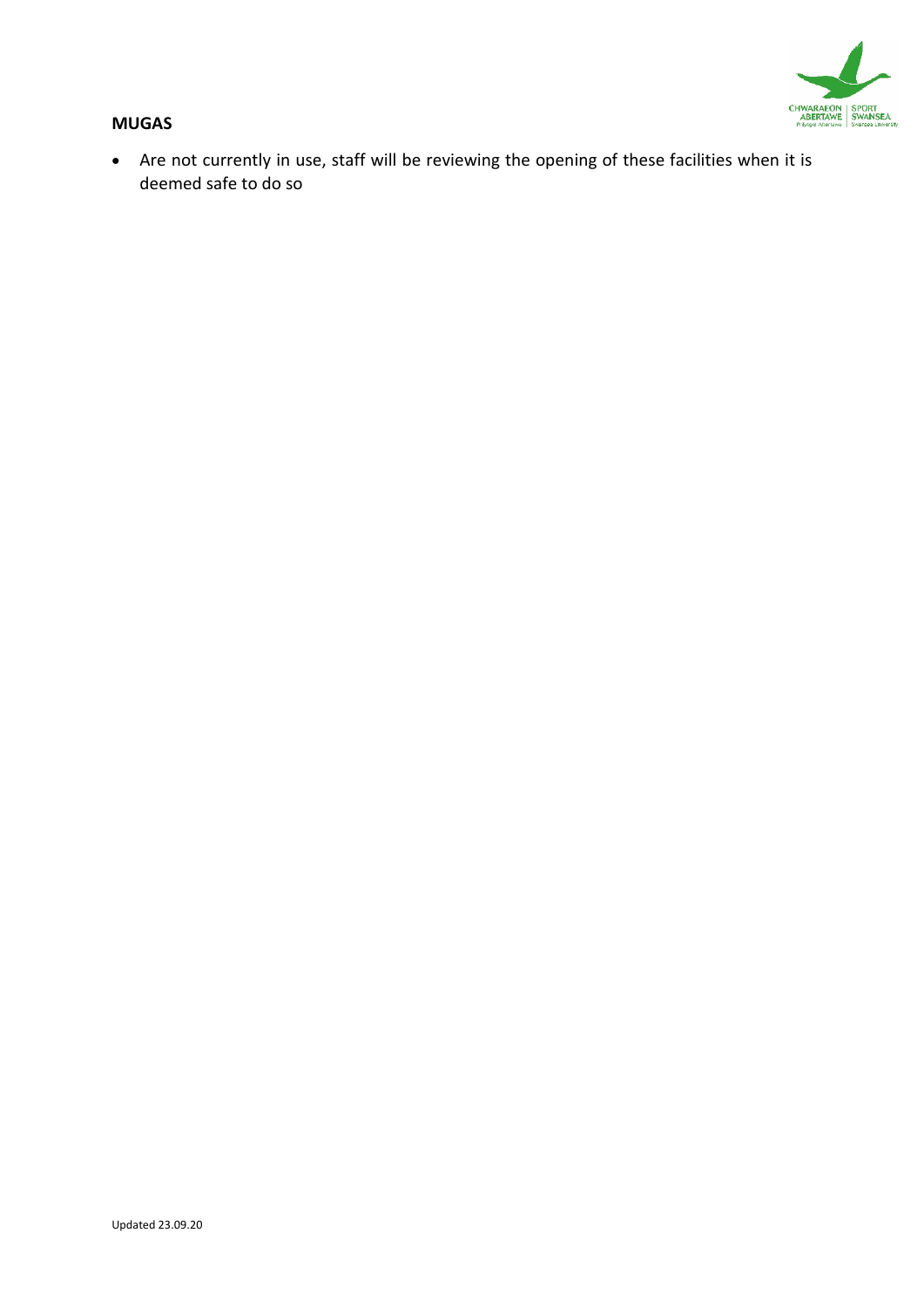**MUGAS**

- Are not currently in use, staff will be reviewing the opening of these facilities when it is deemed safe to do so

Updated 23.09.20